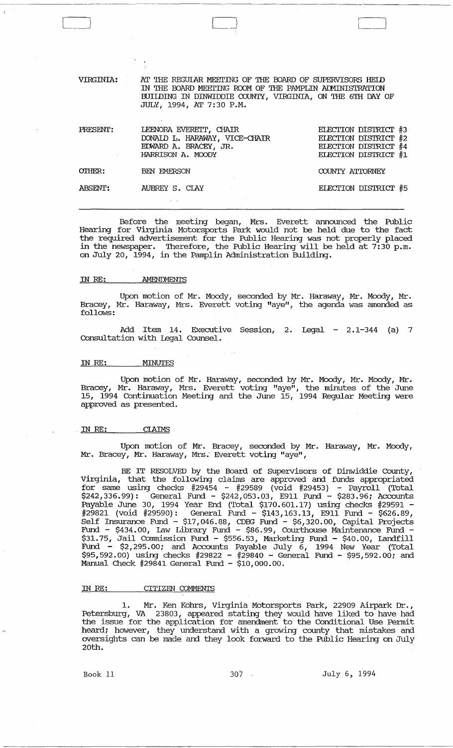VIRGINIA: AT THE REGULAR MEETING OF THE BOARD OF SUPERVISORS HELD IN THE BOARD MEETING ROOM OF THE PAMPLIN ADMINISTRATION BUILDING IN DINWIDDIE COUNTY, VIRGINIA, ON THE 6TH DAY OF JULY, 1994, AT 7:30 P.M.

| | | |
|---|---|---|
| PRESENT: | LEENORA EVERETT, CHAIR | ELECTION DISTRICT #3 |
| | DONALD L. HARAWAY, VICE-CHAIR | ELECTION DISTRICT #2 |
| | EDWARD A. BRACEY, JR. | ELECTION DISTRICT #4 |
| | HARRISON A. MOODY | ELECTION DISTRICT #1 |
| OTHER: | BEN EMERSON | COUNTY ATTORNEY |
| ABSENT: | AUBREY S. CLAY | ELECTION DISTRICT #5 |

Before the meeting began, Mrs. Everett announced the Public Hearing for Virginia Motorsports Park would not be held due to the fact the required advertisement for the Public Hearing was not properly placed in the newspaper. Therefore, the Public Hearing will be held at 7:30 p.m. on July 20, 1994, in the Pamplin Administration Building.

IN RE: AMENDMENTS

Upon motion of Mr. Moody, seconded by Mr. Haraway, Mr. Moody, Mr. Bracey, Mr. Haraway, Mrs. Everett voting "aye", the agenda was amended as follows:

Add Item 14. Executive Session, 2. Legal - 2.1-344 (a) 7 Consultation with Legal Counsel.

IN RE: MINUTES

Upon motion of Mr. Haraway, seconded by Mr. Moody, Mr. Moody, Mr. Bracey, Mr. Haraway, Mrs. Everett voting "aye", the minutes of the June 15, 1994 Continuation Meeting and the June 15, 1994 Regular Meeting were approved as presented.

IN RE: CLAIMS

Upon motion of Mr. Bracey, seconded by Mr. Haraway, Mr. Moody, Mr. Bracey, Mr. Haraway, Mrs. Everett voting "aye",

BE IT RESOLVED by the Board of Supervisors of Dinwiddie County, Virginia, that the following claims are approved and funds appropriated for same using checks #29454 - #29589 (void #29453) - Payroll (Total $242,336.99): General Fund - $242,053.03, E911 Fund - $283.96; Accounts Payable June 30, 1994 Year End (Total $170.601.17) using checks #29591 - #29821 (void #29590): General Fund - $143,163.13, E911 Fund - $626.89, Self Insurance Fund - $17,046.88, CDBG Fund - $6,320.00, Capital Projects Fund - $434.00, Law Library Fund - $86.99, Courthouse Maintenance Fund - $31.75, Jail Commission Fund - $556.53, Marketing Fund - $40.00, Landfill Fund - $2,295.00; and Accounts Payable July 6, 1994 New Year (Total $95,592.00) using checks #29822 - #29840 - General Fund - $95,592.00; and Manual Check #29841 General Fund - $10,000.00.

IN RE: CITIZEN COMMENTS

1. Mr. Ken Kohrs, Virginia Motorsports Park, 22909 Airpark Dr., Petersburg, VA 23803, appeared stating they would have liked to have had the issue for the application for amendment to the Conditional Use Permit heard; however, they understand with a growing county that mistakes and oversights can be made and they look forward to the Public Hearing on July 20th.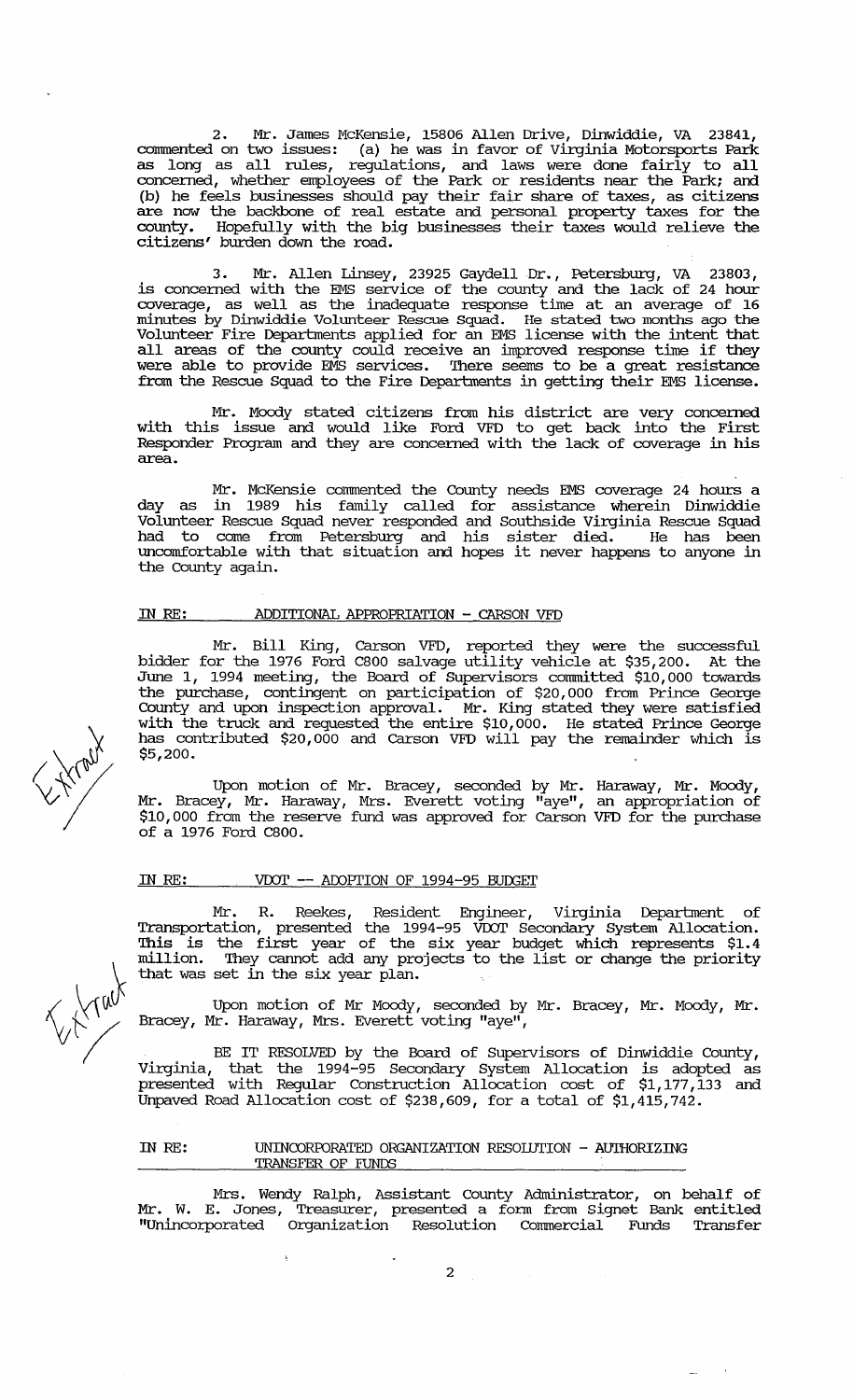2. Mr. James McKensie, 15806 Allen Drive, Dinwiddie, VA 23841, commented on two issues: (a) he was in favor of Virginia Motorsports Park as long as all rules, regulations, and laws were done fairly to all concerned, whether employees of the Park or residents near the Park; and (b) he feels businesses should pay their fair share of taxes, as citizens are now the backbone of real estate and personal property taxes for the county. Hopefully with the big businesses their taxes would relieve the citizens' burden down the road.

3. Mr. Allen Linsey, 23925 Gaydell Dr., Petersburg, VA 23803, is concerned with the EMS service of the county and the lack of 24 hour coverage, as well as the inadequate response time at an average of 16 minutes by Dinwiddie Volunteer Rescue Squad. He stated two months ago the Volunteer Fire Departments applied for an EMS license with the intent that all areas of the county could receive an improved response time if they were able to provide EMS services. There seems to be a great resistance from the Rescue Squad to the Fire Departments in getting their EMS license.

Mr. Moody stated citizens from his district are very concerned with this issue and would like Ford VFD to get back into the First Responder Program and they are concerned with the lack of coverage in his area.

Mr. McKensie commented the County needs EMS coverage 24 hours a day as in 1989 his family called for assistance wherein Dinwiddie Volunteer Rescue Squad never responded and Southside Virginia Rescue Squad had to come from Petersburg and his sister died. He has been uncomfortable with that situation and hopes it never happens to anyone in the County again.

IN RE: ADDITIONAL APPROPRIATION - CARSON VFD

Mr. Bill King, Carson VFD, reported they were the successful bidder for the 1976 Ford C800 salvage utility vehicle at $35,200. At the June 1, 1994 meeting, the Board of Supervisors committed $10,000 towards the purchase, contingent on participation of $20,000 from Prince George County and upon inspection approval. Mr. King stated they were satisfied with the truck and requested the entire $10,000. He stated Prince George has contributed $20,000 and Carson VFD will pay the remainder which is $5,200.

Upon motion of Mr. Bracey, seconded by Mr. Haraway, Mr. Moody, Mr. Bracey, Mr. Haraway, Mrs. Everett voting "aye", an appropriation of $10,000 from the reserve fund was approved for Carson VFD for the purchase of a 1976 Ford C800.

IN RE: VDOT -- ADOPTION OF 1994-95 BUDGET

Mr. R. Reekes, Resident Engineer, Virginia Department of Transportation, presented the 1994-95 VDOT Secondary System Allocation. This is the first year of the six year budget which represents $1.4 million. They cannot add any projects to the list or change the priority that was set in the six year plan.

Upon motion of Mr Moody, seconded by Mr. Bracey, Mr. Moody, Mr. Bracey, Mr. Haraway, Mrs. Everett voting "aye",

BE IT RESOLVED by the Board of Supervisors of Dinwiddie County, Virginia, that the 1994-95 Secondary System Allocation is adopted as presented with Regular Construction Allocation cost of $1,177,133 and Unpaved Road Allocation cost of $238,609, for a total of $1,415,742.

IN RE: UNINCORPORATED ORGANIZATION RESOLUTION - AUTHORIZING TRANSFER OF FUNDS

Mrs. Wendy Ralph, Assistant County Administrator, on behalf of Mr. W. E. Jones, Treasurer, presented a form from Signet Bank entitled "Unincorporated Organization Resolution Commercial Funds Transfer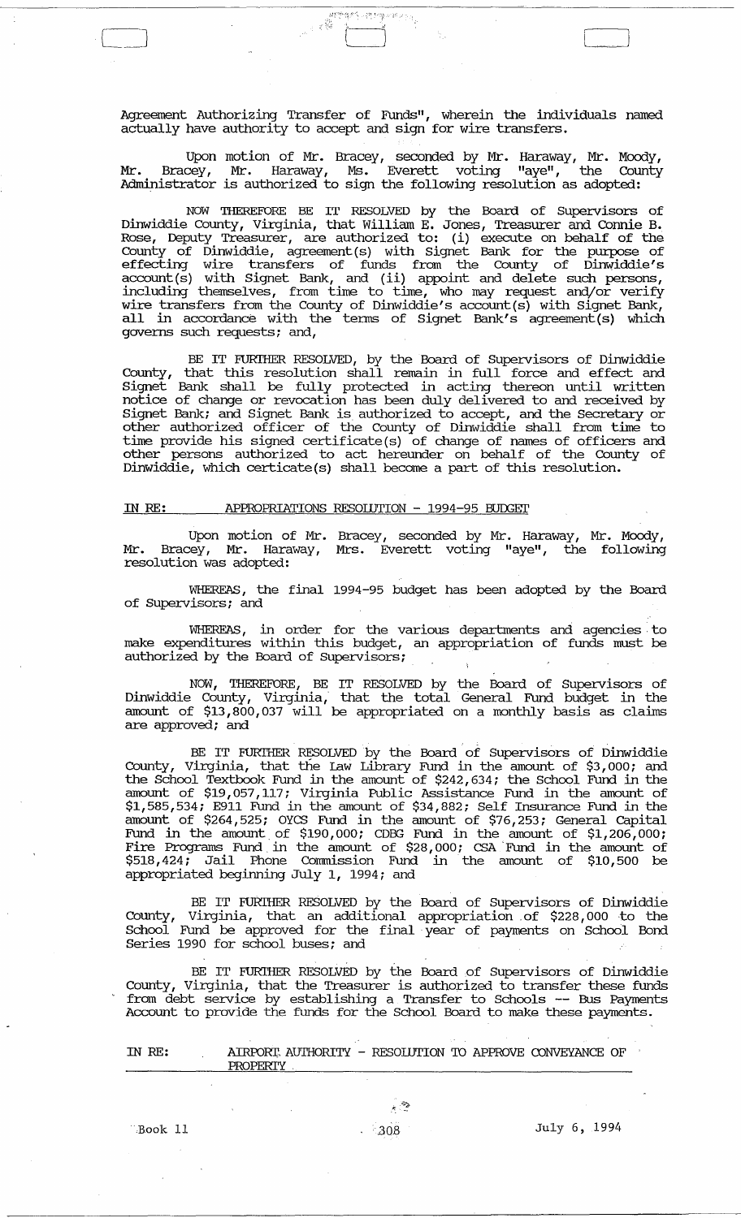Agreement Authorizing Transfer of Funds", wherein the individuals named actually have authority to accept and sign for wire transfers.

Upon motion of Mr. Bracey, seconded by Mr. Haraway, Mr. Moody, Mr. Bracey, Mr. Haraway, Ms. Everett voting "aye", the County Administrator is authorized to sign the following resolution as adopted:

NOW THEREFORE BE IT RESOLVED by the Board of Supervisors of Dinwiddie County, Virginia, that William E. Jones, Treasurer and Connie B. Rose, Deputy Treasurer, are authorized to: (i) execute on behalf of the County of Dinwiddie, agreement(s) with Signet Bank for the purpose of effecting wire transfers of funds from the County of Dinwiddie's account(s) with Signet Bank, and (ii) appoint and delete such persons, including themselves, from time to time, who may request and/or verify wire transfers from the County of Dinwiddie's account(s) with Signet Bank, all in accordance with the terms of Signet Bank's agreement(s) which governs such requests; and,

BE IT FURTHER RESOLVED, by the Board of Supervisors of Dinwiddie County, that this resolution shall remain in full force and effect and Signet Bank shall be fully protected in acting thereon until written notice of change or revocation has been duly delivered to and received by Signet Bank; and Signet Bank is authorized to accept, and the Secretary or other authorized officer of the County of Dinwiddie shall from time to time provide his signed certificate(s) of change of names of officers and other persons authorized to act hereunder on behalf of the County of Dinwiddie, which certicate(s) shall become a part of this resolution.

IN RE: APPROPRIATIONS RESOLUTION - 1994-95 BUDGET

Upon motion of Mr. Bracey, seconded by Mr. Haraway, Mr. Moody, Mr. Bracey, Mr. Haraway, Mrs. Everett voting "aye", the following resolution was adopted:

WHEREAS, the final 1994-95 budget has been adopted by the Board of Supervisors; and

WHEREAS, in order for the various departments and agencies to make expenditures within this budget, an appropriation of funds must be authorized by the Board of Supervisors;

NOW, THEREFORE, BE IT RESOLVED by the Board of Supervisors of Dinwiddie County, Virginia, that the total General Fund budget in the amount of $13,800,037 will be appropriated on a monthly basis as claims are approved; and

BE IT FURTHER RESOLVED by the Board of Supervisors of Dinwiddie County, Virginia, that the Law Library Fund in the amount of $3,000; and the School Textbook Fund in the amount of $242,634; the School Fund in the amount of $19,057,117; Virginia Public Assistance Fund in the amount of $1,585,534; E911 Fund in the amount of $34,882; Self Insurance Fund in the amount of $264,525; OYCS Fund in the amount of $76,253; General Capital Fund in the amount of $190,000; CDBG Fund in the amount of $1,206,000; Fire Programs Fund in the amount of $28,000; CSA Fund in the amount of $518,424; Jail Phone Commission Fund in the amount of $10,500 be appropriated beginning July 1, 1994; and

BE IT FURTHER RESOLVED by the Board of Supervisors of Dinwiddie County, Virginia, that an additional appropriation of $228,000 to the School Fund be approved for the final year of payments on School Bond Series 1990 for school buses; and

BE IT FURTHER RESOLVED by the Board of Supervisors of Dinwiddie County, Virginia, that the Treasurer is authorized to transfer these funds from debt service by establishing a Transfer to Schools -- Bus Payments Account to provide the funds for the School Board to make these payments.

IN RE: AIRPORT AUTHORITY - RESOLUTION TO APPROVE CONVEYANCE OF PROPERTY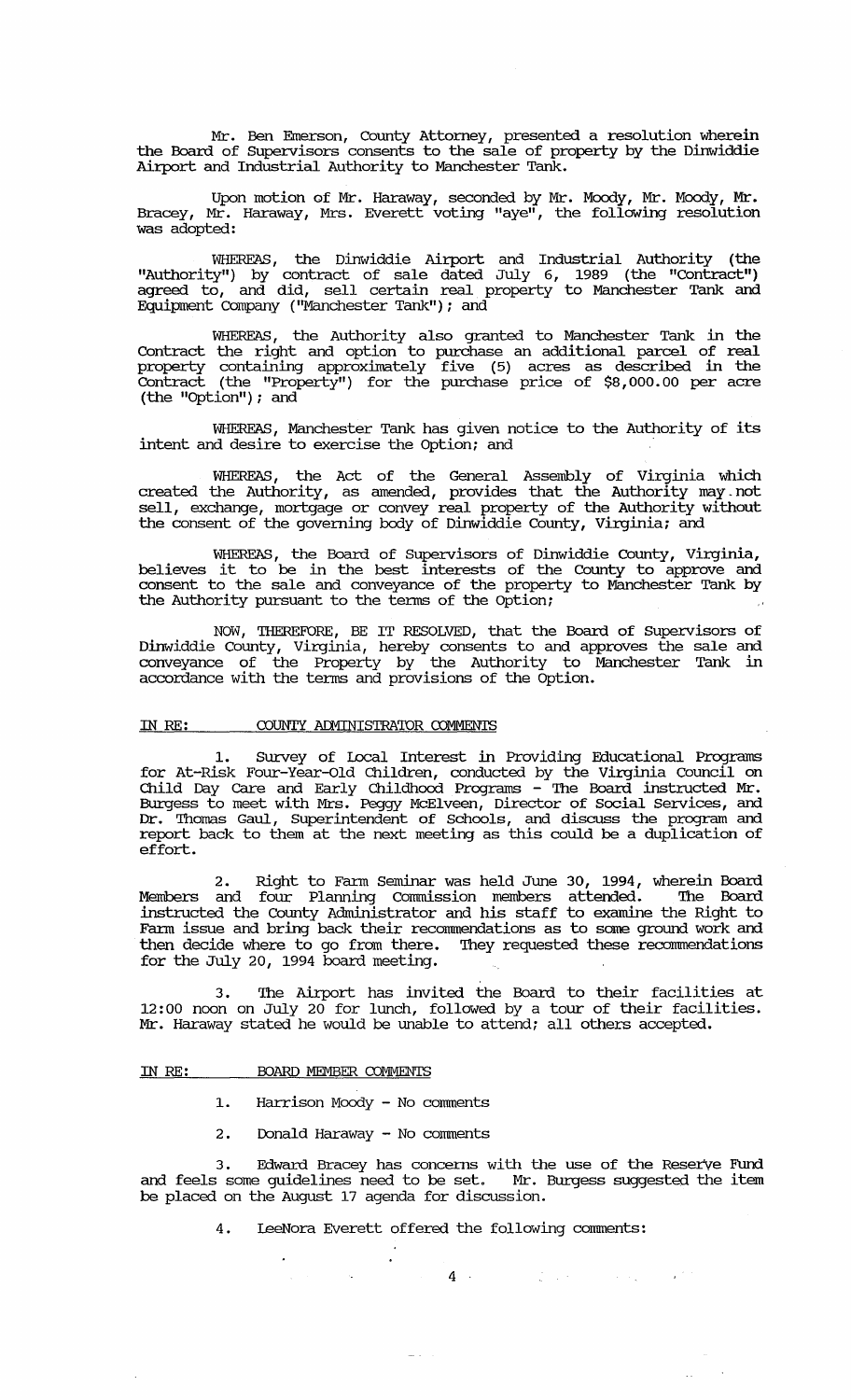Mr. Ben Emerson, County Attorney, presented a resolution wherein the Board of Supervisors consents to the sale of property by the Dinwiddie Airport and Industrial Authority to Manchester Tank.

Upon motion of Mr. Haraway, seconded by Mr. Moody, Mr. Moody, Mr. Bracey, Mr. Haraway, Mrs. Everett voting "aye", the following resolution was adopted:

WHEREAS, the Dinwiddie Airport and Industrial Authority (the "Authority") by contract of sale dated July 6, 1989 (the "Contract") agreed to, and did, sell certain real property to Manchester Tank and Equipment Company ("Manchester Tank"); and

WHEREAS, the Authority also granted to Manchester Tank in the Contract the right and option to purchase an additional parcel of real property containing approximately five (5) acres as described in the Contract (the "Property") for the purchase price of $8,000.00 per acre (the "Option"); and

WHEREAS, Manchester Tank has given notice to the Authority of its intent and desire to exercise the Option; and

WHEREAS, the Act of the General Assembly of Virginia which created the Authority, as amended, provides that the Authority may not sell, exchange, mortgage or convey real property of the Authority without the consent of the governing body of Dinwiddie County, Virginia; and

WHEREAS, the Board of Supervisors of Dinwiddie County, Virginia, believes it to be in the best interests of the County to approve and consent to the sale and conveyance of the property to Manchester Tank by the Authority pursuant to the terms of the Option;

NOW, THEREFORE, BE IT RESOLVED, that the Board of Supervisors of Dinwiddie County, Virginia, hereby consents to and approves the sale and conveyance of the Property by the Authority to Manchester Tank in accordance with the terms and provisions of the Option.

IN RE: COUNTY ADMINISTRATOR COMMENTS

1. Survey of Local Interest in Providing Educational Programs for At-Risk Four-Year-Old Children, conducted by the Virginia Council on Child Day Care and Early Childhood Programs - The Board instructed Mr. Burgess to meet with Mrs. Peggy McElveen, Director of Social Services, and Dr. Thomas Gaul, Superintendent of Schools, and discuss the program and report back to them at the next meeting as this could be a duplication of effort.

2. Right to Farm Seminar was held June 30, 1994, wherein Board Members and four Planning Commission members attended. The Board instructed the County Administrator and his staff to examine the Right to Farm issue and bring back their recommendations as to some ground work and then decide where to go from there. They requested these recommendations for the July 20, 1994 board meeting.

3. The Airport has invited the Board to their facilities at 12:00 noon on July 20 for lunch, followed by a tour of their facilities. Mr. Haraway stated he would be unable to attend; all others accepted.

IN RE: BOARD MEMBER COMMENTS

1. Harrison Moody - No comments

2. Donald Haraway - No comments

3. Edward Bracey has concerns with the use of the Reserve Fund and feels some guidelines need to be set. Mr. Burgess suggested the item be placed on the August 17 agenda for discussion.

4. LeeNora Everett offered the following comments: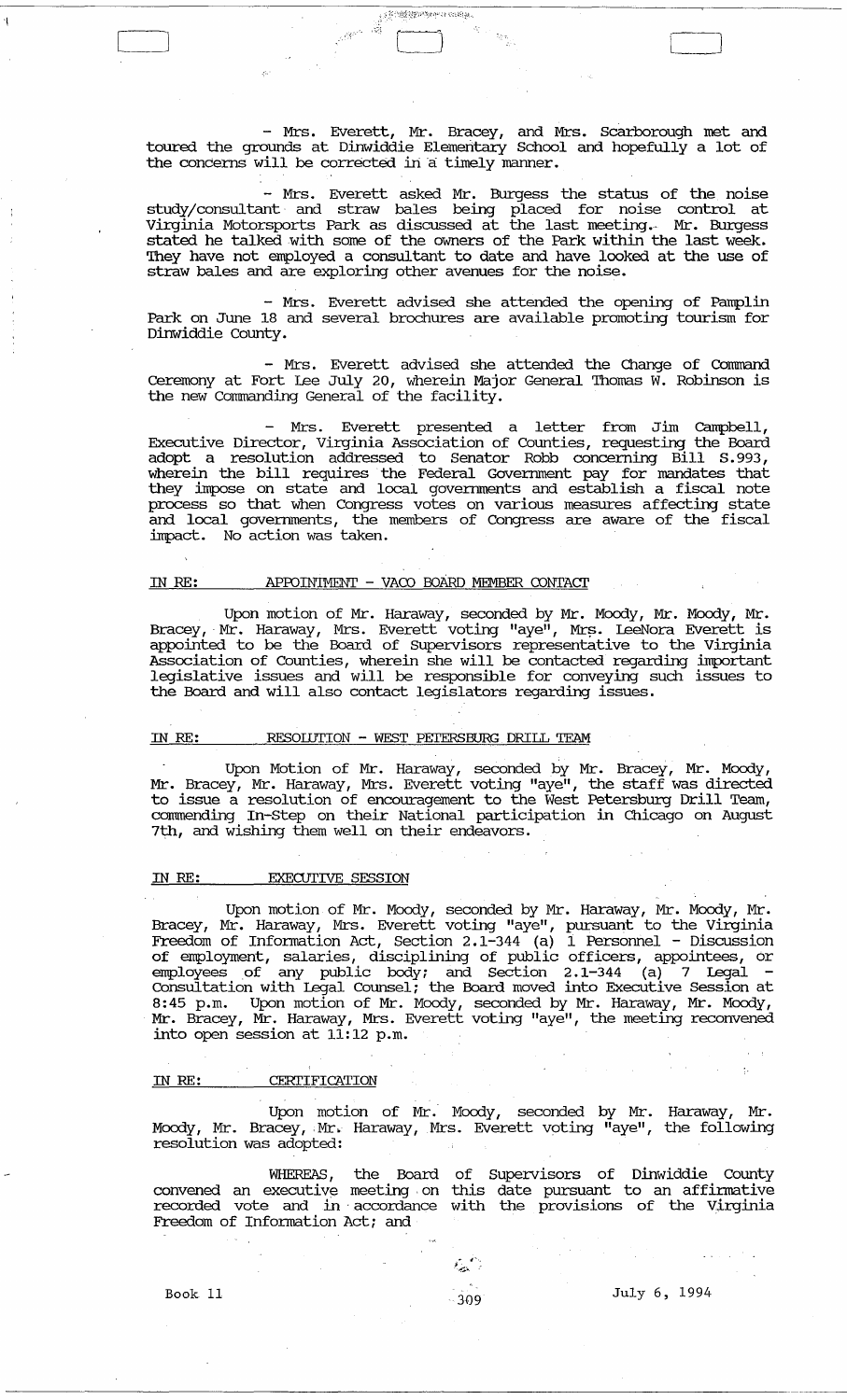- Mrs. Everett, Mr. Bracey, and Mrs. Scarborough met and toured the grounds at Dinwiddie Elementary School and hopefully a lot of the concerns will be corrected in a timely manner.

- Mrs. Everett asked Mr. Burgess the status of the noise study/consultant and straw bales being placed for noise control at Virginia Motorsports Park as discussed at the last meeting. Mr. Burgess stated he talked with some of the owners of the Park within the last week. They have not employed a consultant to date and have looked at the use of straw bales and are exploring other avenues for the noise.

- Mrs. Everett advised she attended the opening of Pamplin Park on June 18 and several brochures are available promoting tourism for Dinwiddie County.

- Mrs. Everett advised she attended the Change of Command Ceremony at Fort Lee July 20, wherein Major General Thomas W. Robinson is the new Commanding General of the facility.

- Mrs. Everett presented a letter from Jim Campbell, Executive Director, Virginia Association of Counties, requesting the Board adopt a resolution addressed to Senator Robb concerning Bill S.993, wherein the bill requires the Federal Government pay for mandates that they impose on state and local governments and establish a fiscal note process so that when Congress votes on various measures affecting state and local governments, the members of Congress are aware of the fiscal impact. No action was taken.

IN RE: APPOINTMENT - VACO BOARD MEMBER CONTACT

Upon motion of Mr. Haraway, seconded by Mr. Moody, Mr. Moody, Mr. Bracey, Mr. Haraway, Mrs. Everett voting "aye", Mrs. LeeNora Everett is appointed to be the Board of Supervisors representative to the Virginia Association of Counties, wherein she will be contacted regarding important legislative issues and will be responsible for conveying such issues to the Board and will also contact legislators regarding issues.

IN RE: RESOLUTION - WEST PETERSBURG DRILL TEAM

Upon Motion of Mr. Haraway, seconded by Mr. Bracey, Mr. Moody, Mr. Bracey, Mr. Haraway, Mrs. Everett voting "aye", the staff was directed to issue a resolution of encouragement to the West Petersburg Drill Team, commending In-Step on their National participation in Chicago on August 7th, and wishing them well on their endeavors.

IN RE: EXECUTIVE SESSION

Upon motion of Mr. Moody, seconded by Mr. Haraway, Mr. Moody, Mr. Bracey, Mr. Haraway, Mrs. Everett voting "aye", pursuant to the Virginia Freedom of Information Act, Section 2.1-344 (a) 1 Personnel - Discussion of employment, salaries, disciplining of public officers, appointees, or employees of any public body; and Section 2.1-344 (a) 7 Legal - Consultation with Legal Counsel; the Board moved into Executive Session at 8:45 p.m. Upon motion of Mr. Moody, seconded by Mr. Haraway, Mr. Moody, Mr. Bracey, Mr. Haraway, Mrs. Everett voting "aye", the meeting reconvened into open session at 11:12 p.m.

IN RE: CERTIFICATION

Upon motion of Mr. Moody, seconded by Mr. Haraway, Mr. Moody, Mr. Bracey, Mr. Haraway, Mrs. Everett voting "aye", the following resolution was adopted:

WHEREAS, the Board of Supervisors of Dinwiddie County convened an executive meeting on this date pursuant to an affirmative recorded vote and in accordance with the provisions of the Virginia Freedom of Information Act; and

Book 11 &nbsp;&nbsp;&nbsp; 309 &nbsp;&nbsp;&nbsp; July 6, 1994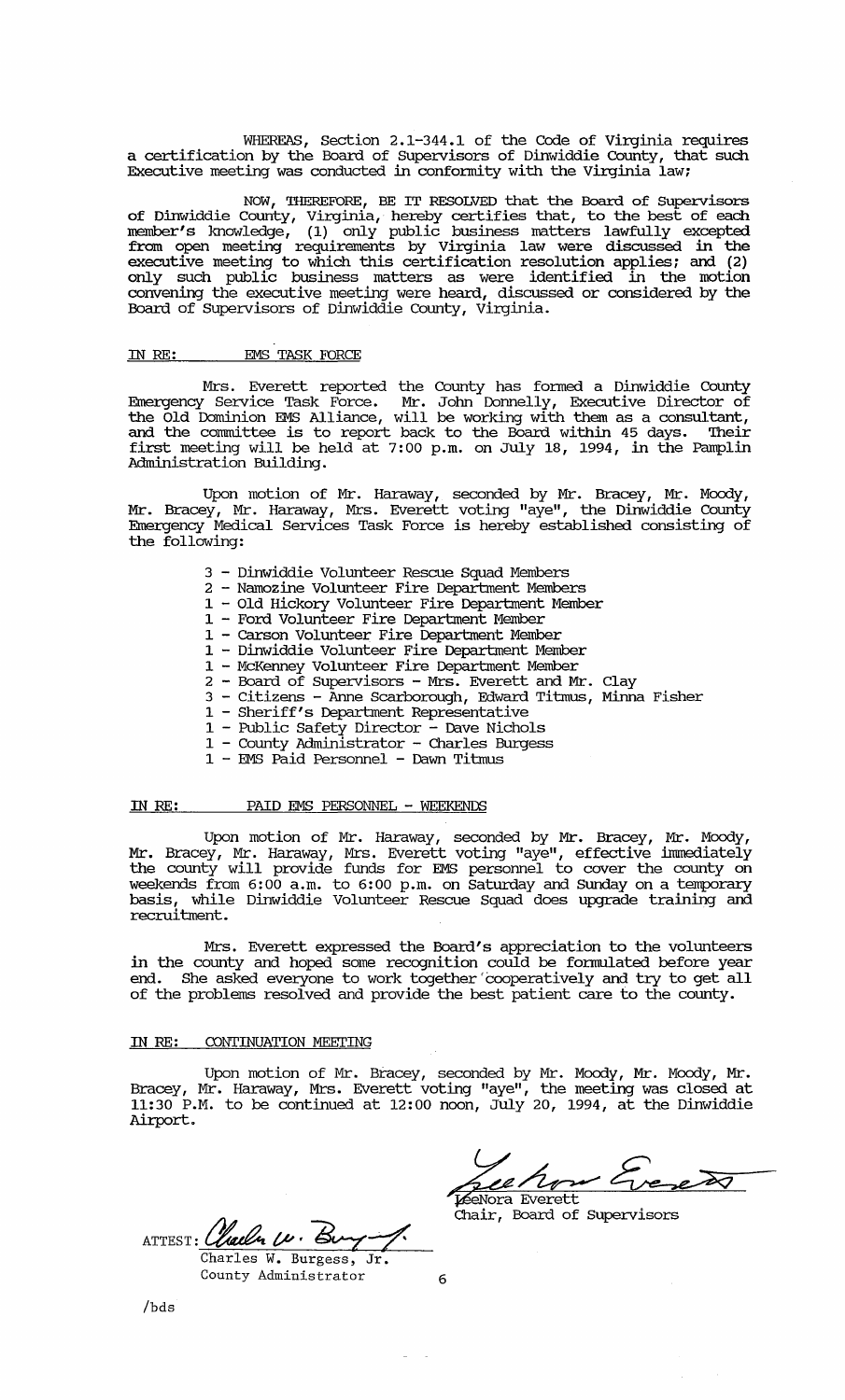WHEREAS, Section 2.1-344.1 of the Code of Virginia requires a certification by the Board of Supervisors of Dinwiddie County, that such Executive meeting was conducted in conformity with the Virginia law;

NOW, THEREFORE, BE IT RESOLVED that the Board of Supervisors of Dinwiddie County, Virginia, hereby certifies that, to the best of each member's knowledge, (1) only public business matters lawfully excepted from open meeting requirements by Virginia law were discussed in the executive meeting to which this certification resolution applies; and (2) only such public business matters as were identified in the motion convening the executive meeting were heard, discussed or considered by the Board of Supervisors of Dinwiddie County, Virginia.

IN RE: EMS TASK FORCE

Mrs. Everett reported the County has formed a Dinwiddie County Emergency Service Task Force. Mr. John Donnelly, Executive Director of the Old Dominion EMS Alliance, will be working with them as a consultant, and the committee is to report back to the Board within 45 days. Their first meeting will be held at 7:00 p.m. on July 18, 1994, in the Pamplin Administration Building.

Upon motion of Mr. Haraway, seconded by Mr. Bracey, Mr. Moody, Mr. Bracey, Mr. Haraway, Mrs. Everett voting "aye", the Dinwiddie County Emergency Medical Services Task Force is hereby established consisting of the following:

3 - Dinwiddie Volunteer Rescue Squad Members
2 - Namozine Volunteer Fire Department Members
1 - Old Hickory Volunteer Fire Department Member
1 - Ford Volunteer Fire Department Member
1 - Carson Volunteer Fire Department Member
1 - Dinwiddie Volunteer Fire Department Member
1 - McKenney Volunteer Fire Department Member
2 - Board of Supervisors - Mrs. Everett and Mr. Clay
3 - Citizens - Anne Scarborough, Edward Titmus, Minna Fisher
1 - Sheriff's Department Representative
1 - Public Safety Director - Dave Nichols
1 - County Administrator - Charles Burgess
1 - EMS Paid Personnel - Dawn Titmus

IN RE: PAID EMS PERSONNEL - WEEKENDS

Upon motion of Mr. Haraway, seconded by Mr. Bracey, Mr. Moody, Mr. Bracey, Mr. Haraway, Mrs. Everett voting "aye", effective immediately the county will provide funds for EMS personnel to cover the county on weekends from 6:00 a.m. to 6:00 p.m. on Saturday and Sunday on a temporary basis, while Dinwiddie Volunteer Rescue Squad does upgrade training and recruitment.

Mrs. Everett expressed the Board's appreciation to the volunteers in the county and hoped some recognition could be formulated before year end. She asked everyone to work together cooperatively and try to get all of the problems resolved and provide the best patient care to the county.

IN RE: CONTINUATION MEETING

Upon motion of Mr. Bracey, seconded by Mr. Moody, Mr. Moody, Mr. Bracey, Mr. Haraway, Mrs. Everett voting "aye", the meeting was closed at 11:30 P.M. to be continued at 12:00 noon, July 20, 1994, at the Dinwiddie Airport.

LeeNora Everett
Chair, Board of Supervisors

ATTEST: Charles W. Burgess, Jr.
County Administrator

/bds